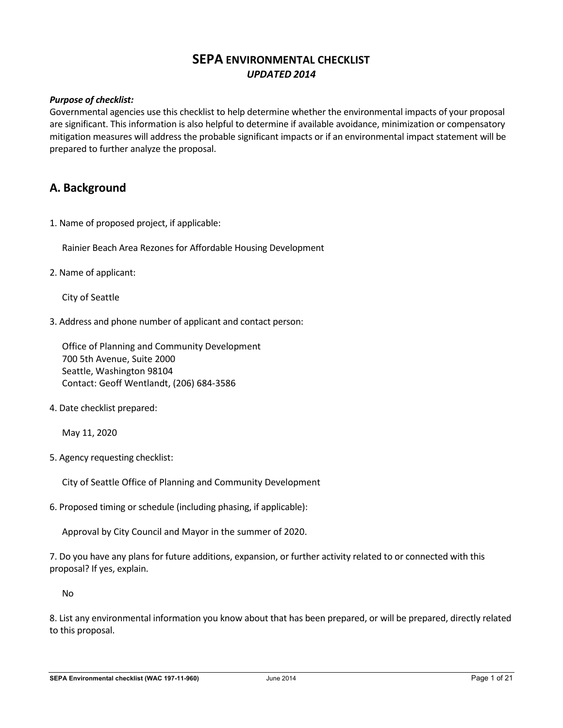# SEPA ENVIRONMENTAL CHECKLIST

*UPDATED 2014*

***Purpose of checklist:***

Governmental agencies use this checklist to help determine whether the environmental impacts of your proposal are significant. This information is also helpful to determine if available avoidance, minimization or compensatory mitigation measures will address the probable significant impacts or if an environmental impact statement will be prepared to further analyze the proposal.

## A. Background

1. Name of proposed project, if applicable:

   Rainier Beach Area Rezones for Affordable Housing Development

2. Name of applicant:

   City of Seattle

3. Address and phone number of applicant and contact person:

   Office of Planning and Community Development
   700 5th Avenue, Suite 2000
   Seattle, Washington 98104
   Contact: Geoff Wentlandt, (206) 684-3586

4. Date checklist prepared:

   May 11, 2020

5. Agency requesting checklist:

   City of Seattle Office of Planning and Community Development

6. Proposed timing or schedule (including phasing, if applicable):

   Approval by City Council and Mayor in the summer of 2020.

7. Do you have any plans for future additions, expansion, or further activity related to or connected with this proposal? If yes, explain.

   No

8. List any environmental information you know about that has been prepared, or will be prepared, directly related to this proposal.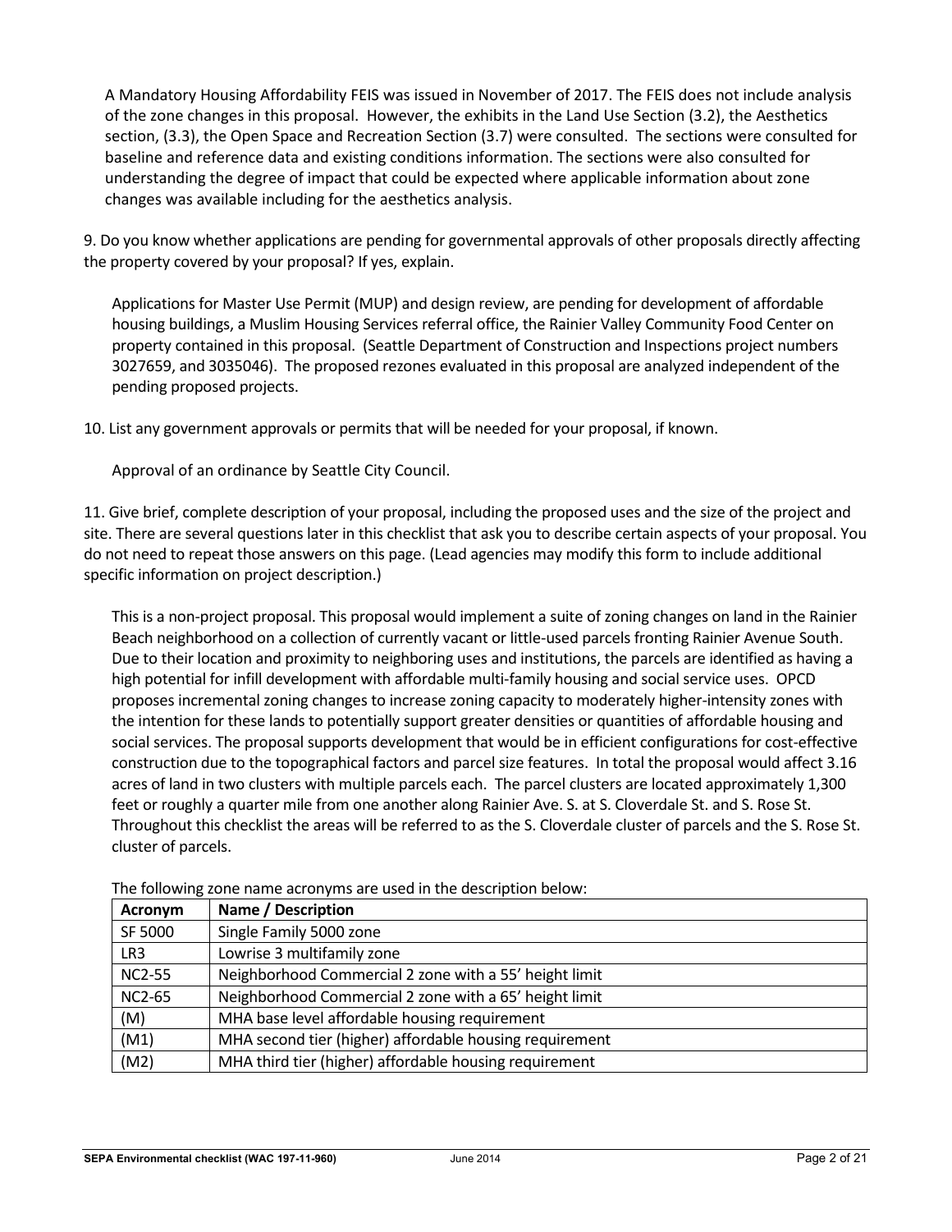A Mandatory Housing Affordability FEIS was issued in November of 2017. The FEIS does not include analysis of the zone changes in this proposal. However, the exhibits in the Land Use Section (3.2), the Aesthetics section, (3.3), the Open Space and Recreation Section (3.7) were consulted. The sections were consulted for baseline and reference data and existing conditions information. The sections were also consulted for understanding the degree of impact that could be expected where applicable information about zone changes was available including for the aesthetics analysis.

9. Do you know whether applications are pending for governmental approvals of other proposals directly affecting the property covered by your proposal? If yes, explain.

Applications for Master Use Permit (MUP) and design review, are pending for development of affordable housing buildings, a Muslim Housing Services referral office, the Rainier Valley Community Food Center on property contained in this proposal. (Seattle Department of Construction and Inspections project numbers 3027659, and 3035046). The proposed rezones evaluated in this proposal are analyzed independent of the pending proposed projects.

10. List any government approvals or permits that will be needed for your proposal, if known.

Approval of an ordinance by Seattle City Council.

11. Give brief, complete description of your proposal, including the proposed uses and the size of the project and site. There are several questions later in this checklist that ask you to describe certain aspects of your proposal. You do not need to repeat those answers on this page. (Lead agencies may modify this form to include additional specific information on project description.)

This is a non-project proposal. This proposal would implement a suite of zoning changes on land in the Rainier Beach neighborhood on a collection of currently vacant or little-used parcels fronting Rainier Avenue South. Due to their location and proximity to neighboring uses and institutions, the parcels are identified as having a high potential for infill development with affordable multi-family housing and social service uses. OPCD proposes incremental zoning changes to increase zoning capacity to moderately higher-intensity zones with the intention for these lands to potentially support greater densities or quantities of affordable housing and social services. The proposal supports development that would be in efficient configurations for cost-effective construction due to the topographical factors and parcel size features. In total the proposal would affect 3.16 acres of land in two clusters with multiple parcels each. The parcel clusters are located approximately 1,300 feet or roughly a quarter mile from one another along Rainier Ave. S. at S. Cloverdale St. and S. Rose St. Throughout this checklist the areas will be referred to as the S. Cloverdale cluster of parcels and the S. Rose St. cluster of parcels.

The following zone name acronyms are used in the description below:

| Acronym | Name / Description |
|---|---|
| SF 5000 | Single Family 5000 zone |
| LR3 | Lowrise 3 multifamily zone |
| NC2-55 | Neighborhood Commercial 2 zone with a 55' height limit |
| NC2-65 | Neighborhood Commercial 2 zone with a 65' height limit |
| (M) | MHA base level affordable housing requirement |
| (M1) | MHA second tier (higher) affordable housing requirement |
| (M2) | MHA third tier (higher) affordable housing requirement |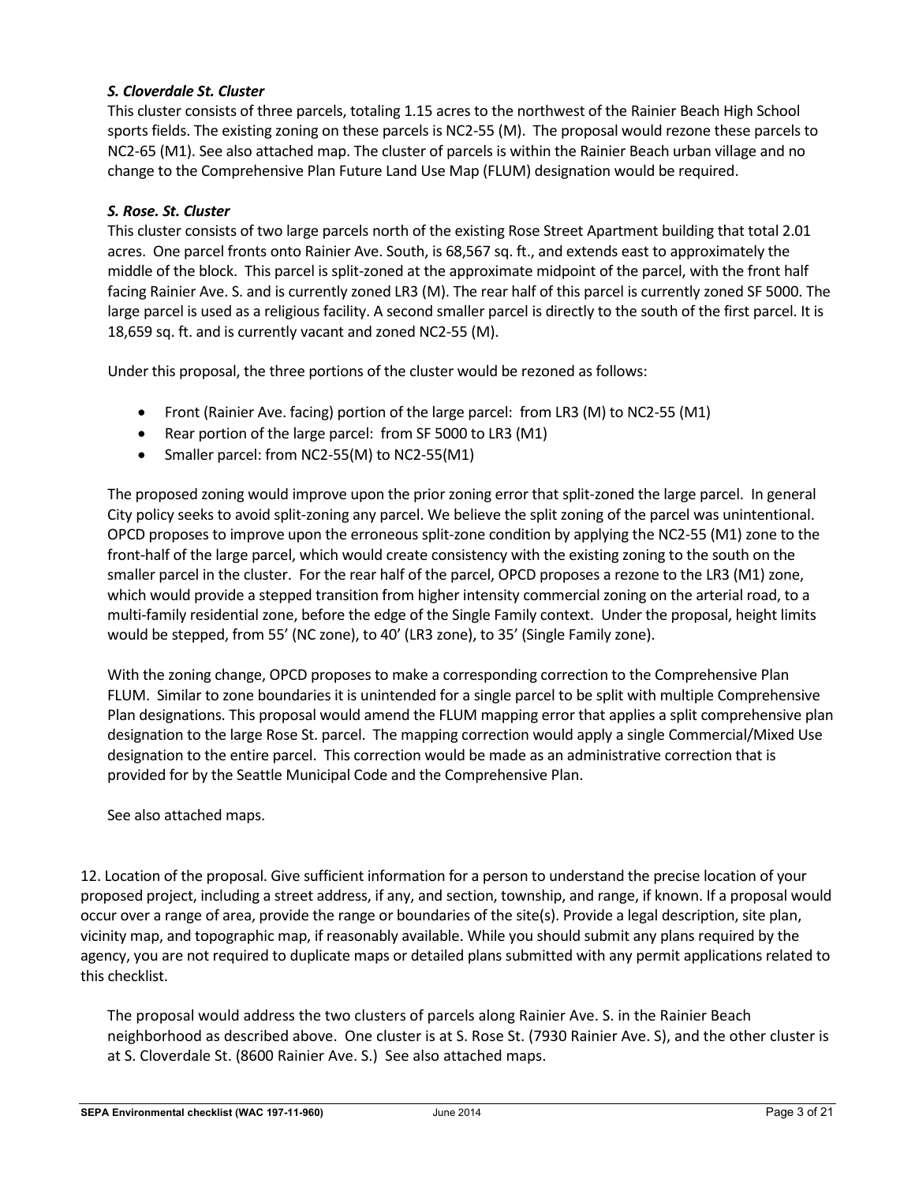***S. Cloverdale St. Cluster***

This cluster consists of three parcels, totaling 1.15 acres to the northwest of the Rainier Beach High School sports fields. The existing zoning on these parcels is NC2-55 (M). The proposal would rezone these parcels to NC2-65 (M1). See also attached map. The cluster of parcels is within the Rainier Beach urban village and no change to the Comprehensive Plan Future Land Use Map (FLUM) designation would be required.

***S. Rose. St. Cluster***

This cluster consists of two large parcels north of the existing Rose Street Apartment building that total 2.01 acres. One parcel fronts onto Rainier Ave. South, is 68,567 sq. ft., and extends east to approximately the middle of the block. This parcel is split-zoned at the approximate midpoint of the parcel, with the front half facing Rainier Ave. S. and is currently zoned LR3 (M). The rear half of this parcel is currently zoned SF 5000. The large parcel is used as a religious facility. A second smaller parcel is directly to the south of the first parcel. It is 18,659 sq. ft. and is currently vacant and zoned NC2-55 (M).

Under this proposal, the three portions of the cluster would be rezoned as follows:

- Front (Rainier Ave. facing) portion of the large parcel: from LR3 (M) to NC2-55 (M1)
- Rear portion of the large parcel: from SF 5000 to LR3 (M1)
- Smaller parcel: from NC2-55(M) to NC2-55(M1)

The proposed zoning would improve upon the prior zoning error that split-zoned the large parcel. In general City policy seeks to avoid split-zoning any parcel. We believe the split zoning of the parcel was unintentional. OPCD proposes to improve upon the erroneous split-zone condition by applying the NC2-55 (M1) zone to the front-half of the large parcel, which would create consistency with the existing zoning to the south on the smaller parcel in the cluster. For the rear half of the parcel, OPCD proposes a rezone to the LR3 (M1) zone, which would provide a stepped transition from higher intensity commercial zoning on the arterial road, to a multi-family residential zone, before the edge of the Single Family context. Under the proposal, height limits would be stepped, from 55' (NC zone), to 40' (LR3 zone), to 35' (Single Family zone).

With the zoning change, OPCD proposes to make a corresponding correction to the Comprehensive Plan FLUM. Similar to zone boundaries it is unintended for a single parcel to be split with multiple Comprehensive Plan designations. This proposal would amend the FLUM mapping error that applies a split comprehensive plan designation to the large Rose St. parcel. The mapping correction would apply a single Commercial/Mixed Use designation to the entire parcel. This correction would be made as an administrative correction that is provided for by the Seattle Municipal Code and the Comprehensive Plan.

See also attached maps.

12. Location of the proposal. Give sufficient information for a person to understand the precise location of your proposed project, including a street address, if any, and section, township, and range, if known. If a proposal would occur over a range of area, provide the range or boundaries of the site(s). Provide a legal description, site plan, vicinity map, and topographic map, if reasonably available. While you should submit any plans required by the agency, you are not required to duplicate maps or detailed plans submitted with any permit applications related to this checklist.

The proposal would address the two clusters of parcels along Rainier Ave. S. in the Rainier Beach neighborhood as described above. One cluster is at S. Rose St. (7930 Rainier Ave. S), and the other cluster is at S. Cloverdale St. (8600 Rainier Ave. S.) See also attached maps.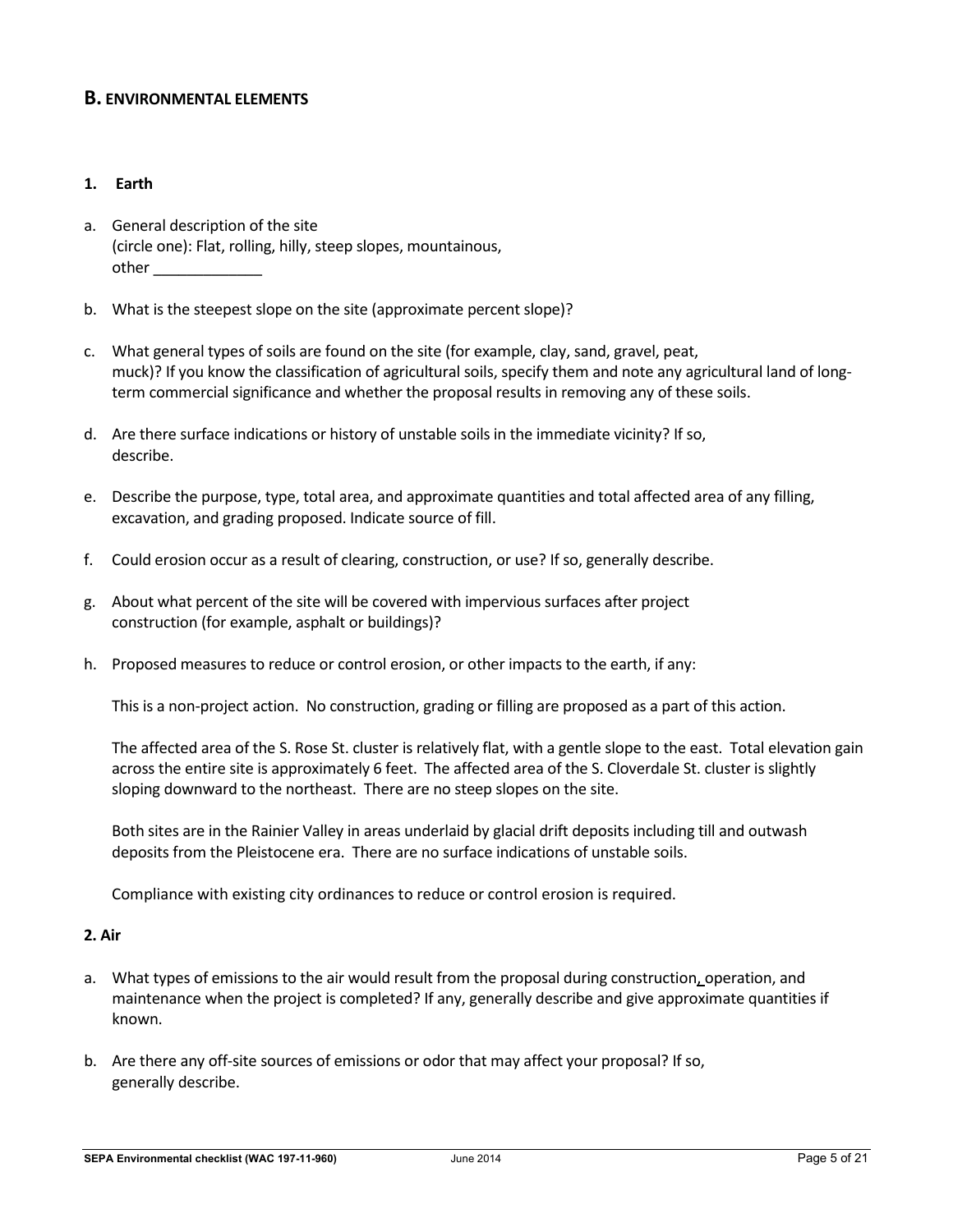## B. ENVIRONMENTAL ELEMENTS

### 1. Earth

a. General description of the site
(circle one): Flat, rolling, hilly, steep slopes, mountainous,
other _____________

b. What is the steepest slope on the site (approximate percent slope)?

c. What general types of soils are found on the site (for example, clay, sand, gravel, peat, muck)? If you know the classification of agricultural soils, specify them and note any agricultural land of long-term commercial significance and whether the proposal results in removing any of these soils.

d. Are there surface indications or history of unstable soils in the immediate vicinity? If so, describe.

e. Describe the purpose, type, total area, and approximate quantities and total affected area of any filling, excavation, and grading proposed. Indicate source of fill.

f. Could erosion occur as a result of clearing, construction, or use? If so, generally describe.

g. About what percent of the site will be covered with impervious surfaces after project construction (for example, asphalt or buildings)?

h. Proposed measures to reduce or control erosion, or other impacts to the earth, if any:

This is a non-project action. No construction, grading or filling are proposed as a part of this action.

The affected area of the S. Rose St. cluster is relatively flat, with a gentle slope to the east. Total elevation gain across the entire site is approximately 6 feet. The affected area of the S. Cloverdale St. cluster is slightly sloping downward to the northeast. There are no steep slopes on the site.

Both sites are in the Rainier Valley in areas underlaid by glacial drift deposits including till and outwash deposits from the Pleistocene era. There are no surface indications of unstable soils.

Compliance with existing city ordinances to reduce or control erosion is required.

### 2. Air

a. What types of emissions to the air would result from the proposal during construction, operation, and maintenance when the project is completed? If any, generally describe and give approximate quantities if known.

b. Are there any off-site sources of emissions or odor that may affect your proposal? If so, generally describe.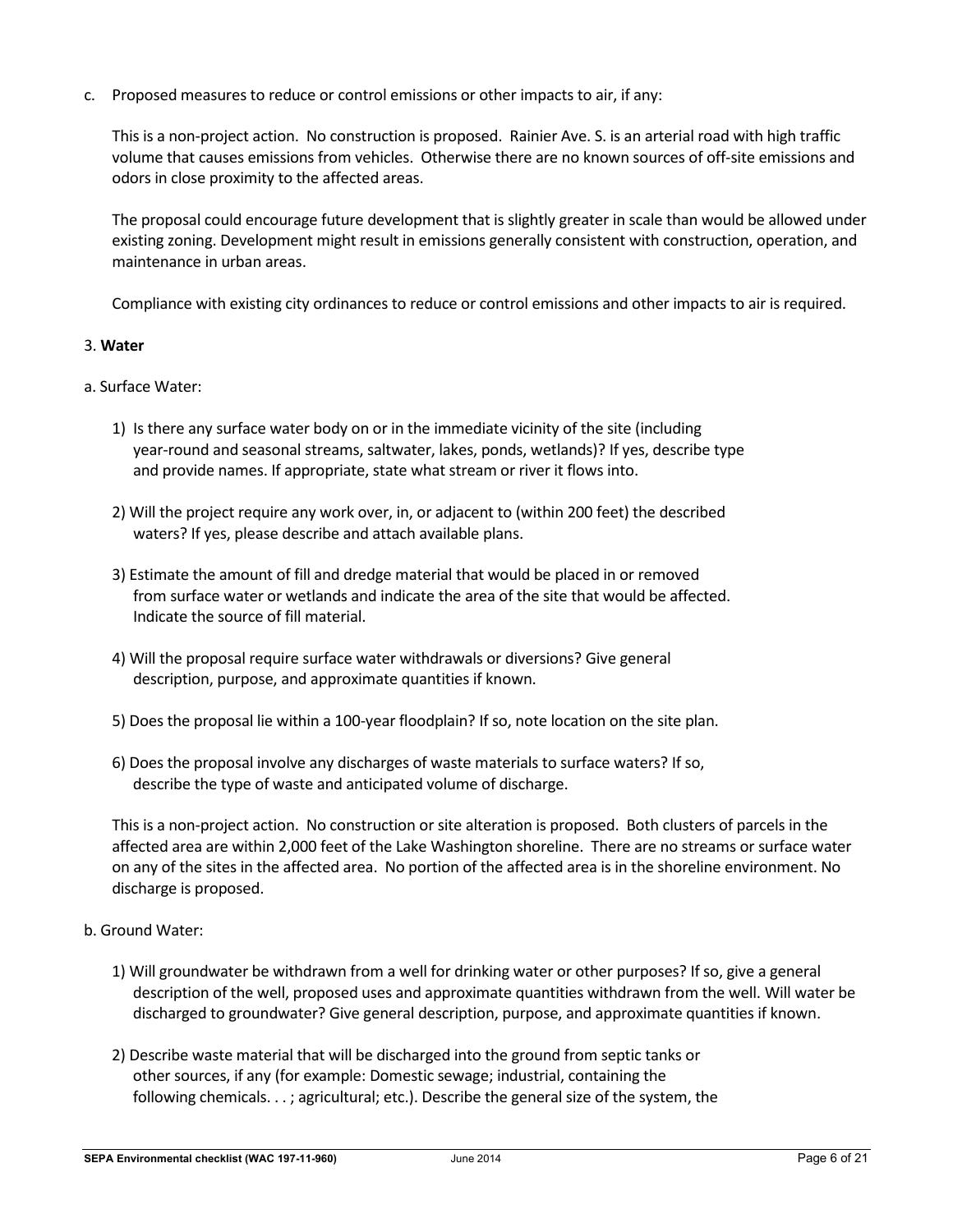c. Proposed measures to reduce or control emissions or other impacts to air, if any:

This is a non-project action. No construction is proposed. Rainier Ave. S. is an arterial road with high traffic volume that causes emissions from vehicles. Otherwise there are no known sources of off-site emissions and odors in close proximity to the affected areas.

The proposal could encourage future development that is slightly greater in scale than would be allowed under existing zoning. Development might result in emissions generally consistent with construction, operation, and maintenance in urban areas.

Compliance with existing city ordinances to reduce or control emissions and other impacts to air is required.

3. **Water**

a. Surface Water:

1) Is there any surface water body on or in the immediate vicinity of the site (including year-round and seasonal streams, saltwater, lakes, ponds, wetlands)? If yes, describe type and provide names. If appropriate, state what stream or river it flows into.

2) Will the project require any work over, in, or adjacent to (within 200 feet) the described waters? If yes, please describe and attach available plans.

3) Estimate the amount of fill and dredge material that would be placed in or removed from surface water or wetlands and indicate the area of the site that would be affected. Indicate the source of fill material.

4) Will the proposal require surface water withdrawals or diversions? Give general description, purpose, and approximate quantities if known.

5) Does the proposal lie within a 100-year floodplain? If so, note location on the site plan.

6) Does the proposal involve any discharges of waste materials to surface waters? If so, describe the type of waste and anticipated volume of discharge.

This is a non-project action. No construction or site alteration is proposed. Both clusters of parcels in the affected area are within 2,000 feet of the Lake Washington shoreline. There are no streams or surface water on any of the sites in the affected area. No portion of the affected area is in the shoreline environment. No discharge is proposed.

b. Ground Water:

1) Will groundwater be withdrawn from a well for drinking water or other purposes? If so, give a general description of the well, proposed uses and approximate quantities withdrawn from the well. Will water be discharged to groundwater? Give general description, purpose, and approximate quantities if known.

2) Describe waste material that will be discharged into the ground from septic tanks or other sources, if any (for example: Domestic sewage; industrial, containing the following chemicals. . . ; agricultural; etc.). Describe the general size of the system, the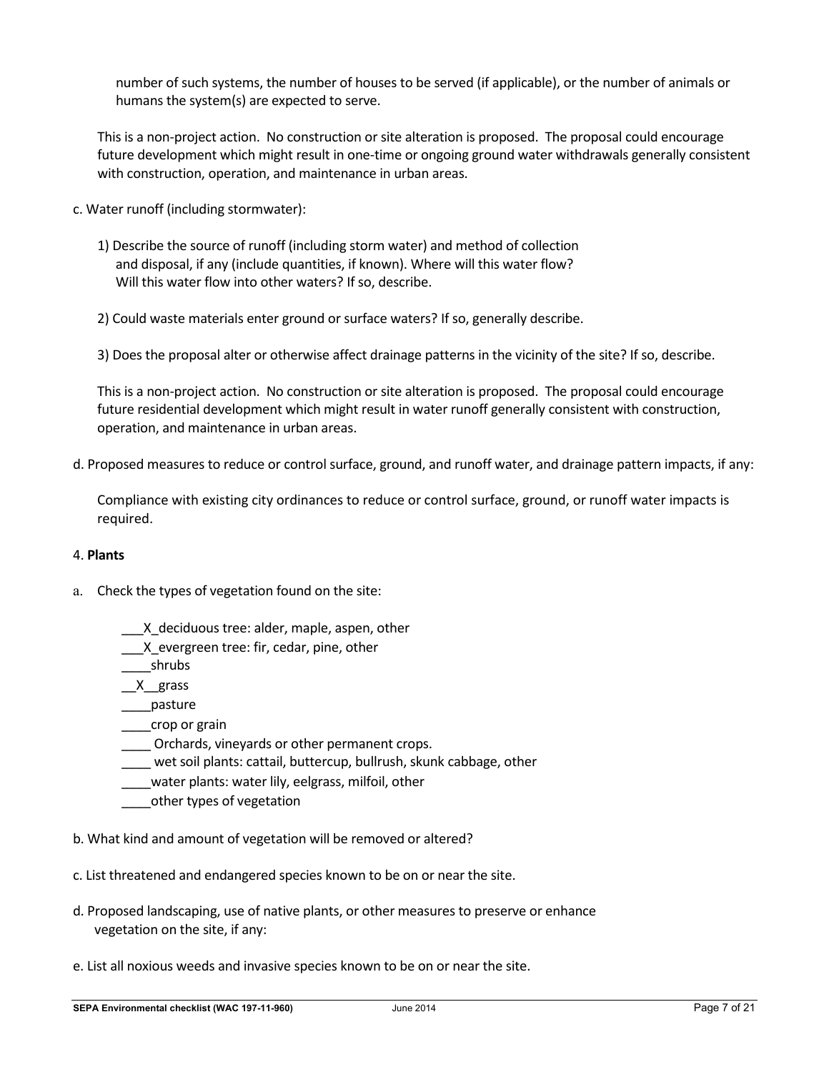number of such systems, the number of houses to be served (if applicable), or the number of animals or humans the system(s) are expected to serve.

This is a non-project action. No construction or site alteration is proposed. The proposal could encourage future development which might result in one-time or ongoing ground water withdrawals generally consistent with construction, operation, and maintenance in urban areas.

c. Water runoff (including stormwater):

1) Describe the source of runoff (including storm water) and method of collection and disposal, if any (include quantities, if known). Where will this water flow? Will this water flow into other waters? If so, describe.

2) Could waste materials enter ground or surface waters? If so, generally describe.

3) Does the proposal alter or otherwise affect drainage patterns in the vicinity of the site? If so, describe.

This is a non-project action. No construction or site alteration is proposed. The proposal could encourage future residential development which might result in water runoff generally consistent with construction, operation, and maintenance in urban areas.

d. Proposed measures to reduce or control surface, ground, and runoff water, and drainage pattern impacts, if any:

Compliance with existing city ordinances to reduce or control surface, ground, or runoff water impacts is required.

4. **Plants**

a. Check the types of vegetation found on the site:

___X_deciduous tree: alder, maple, aspen, other
___X_evergreen tree: fir, cedar, pine, other
____shrubs
__X__grass
____pasture
____crop or grain
____ Orchards, vineyards or other permanent crops.
____ wet soil plants: cattail, buttercup, bullrush, skunk cabbage, other
____water plants: water lily, eelgrass, milfoil, other
____other types of vegetation

b. What kind and amount of vegetation will be removed or altered?

c. List threatened and endangered species known to be on or near the site.

d. Proposed landscaping, use of native plants, or other measures to preserve or enhance vegetation on the site, if any:

e. List all noxious weeds and invasive species known to be on or near the site.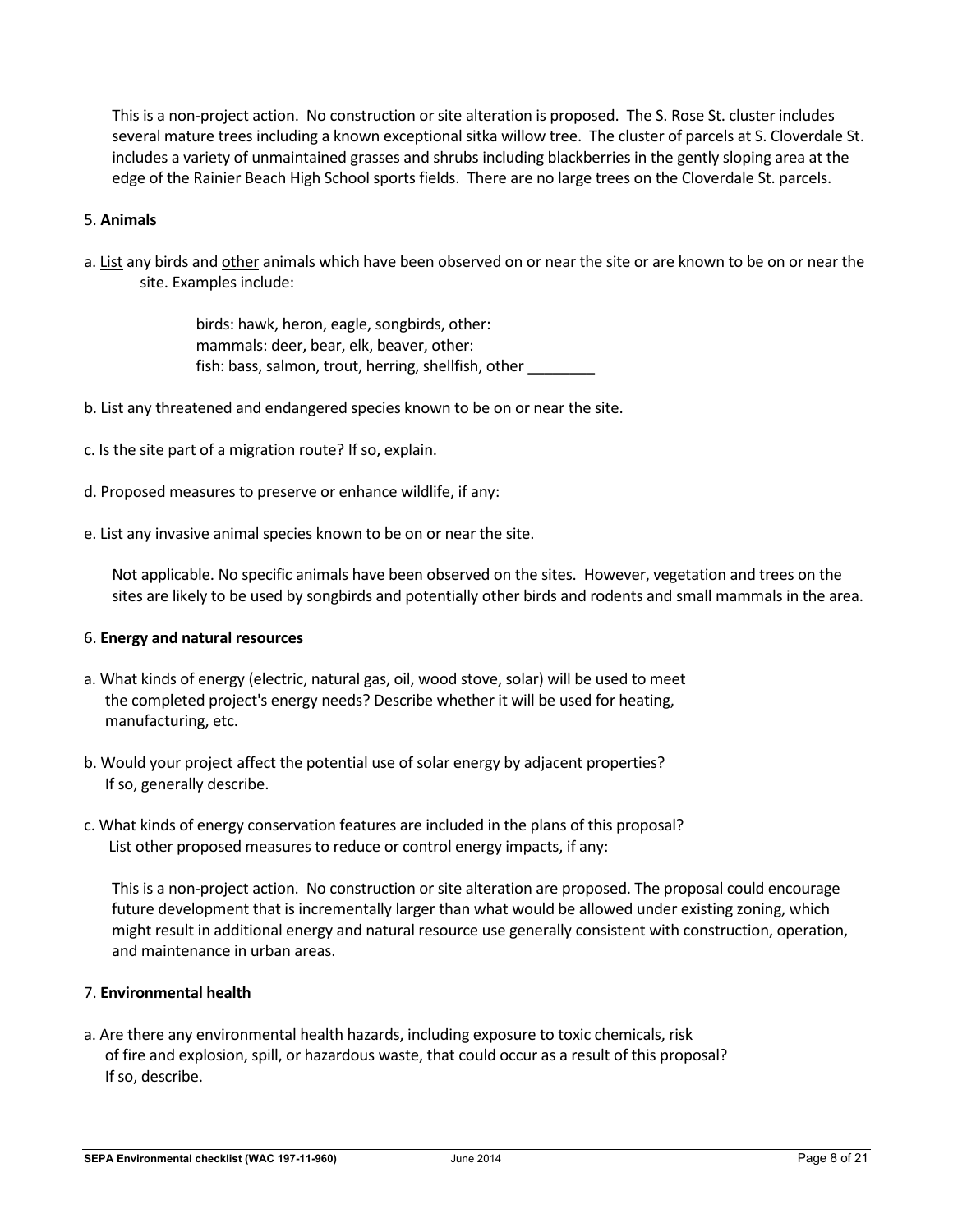This is a non-project action. No construction or site alteration is proposed. The S. Rose St. cluster includes several mature trees including a known exceptional sitka willow tree. The cluster of parcels at S. Cloverdale St. includes a variety of unmaintained grasses and shrubs including blackberries in the gently sloping area at the edge of the Rainier Beach High School sports fields. There are no large trees on the Cloverdale St. parcels.

5. **Animals**

a. List any birds and other animals which have been observed on or near the site or are known to be on or near the site. Examples include:

birds: hawk, heron, eagle, songbirds, other:  
mammals: deer, bear, elk, beaver, other:  
fish: bass, salmon, trout, herring, shellfish, other ________

b. List any threatened and endangered species known to be on or near the site.

c. Is the site part of a migration route? If so, explain.

d. Proposed measures to preserve or enhance wildlife, if any:

e. List any invasive animal species known to be on or near the site.

Not applicable. No specific animals have been observed on the sites. However, vegetation and trees on the sites are likely to be used by songbirds and potentially other birds and rodents and small mammals in the area.

6. **Energy and natural resources**

a. What kinds of energy (electric, natural gas, oil, wood stove, solar) will be used to meet the completed project's energy needs? Describe whether it will be used for heating, manufacturing, etc.

b. Would your project affect the potential use of solar energy by adjacent properties? If so, generally describe.

c. What kinds of energy conservation features are included in the plans of this proposal? List other proposed measures to reduce or control energy impacts, if any:

This is a non-project action. No construction or site alteration are proposed. The proposal could encourage future development that is incrementally larger than what would be allowed under existing zoning, which might result in additional energy and natural resource use generally consistent with construction, operation, and maintenance in urban areas.

7. **Environmental health**

a. Are there any environmental health hazards, including exposure to toxic chemicals, risk of fire and explosion, spill, or hazardous waste, that could occur as a result of this proposal? If so, describe.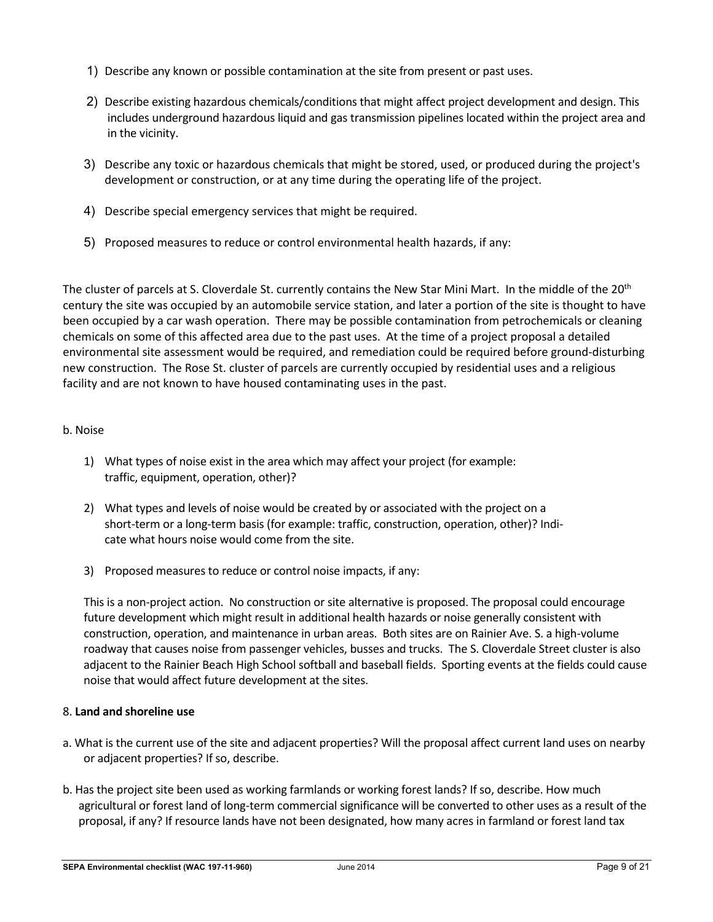1) Describe any known or possible contamination at the site from present or past uses.

2) Describe existing hazardous chemicals/conditions that might affect project development and design. This includes underground hazardous liquid and gas transmission pipelines located within the project area and in the vicinity.

3) Describe any toxic or hazardous chemicals that might be stored, used, or produced during the project's development or construction, or at any time during the operating life of the project.

4) Describe special emergency services that might be required.

5) Proposed measures to reduce or control environmental health hazards, if any:

The cluster of parcels at S. Cloverdale St. currently contains the New Star Mini Mart. In the middle of the 20th century the site was occupied by an automobile service station, and later a portion of the site is thought to have been occupied by a car wash operation. There may be possible contamination from petrochemicals or cleaning chemicals on some of this affected area due to the past uses. At the time of a project proposal a detailed environmental site assessment would be required, and remediation could be required before ground-disturbing new construction. The Rose St. cluster of parcels are currently occupied by residential uses and a religious facility and are not known to have housed contaminating uses in the past.

b. Noise

1) What types of noise exist in the area which may affect your project (for example: traffic, equipment, operation, other)?

2) What types and levels of noise would be created by or associated with the project on a short-term or a long-term basis (for example: traffic, construction, operation, other)? Indicate what hours noise would come from the site.

3) Proposed measures to reduce or control noise impacts, if any:

This is a non-project action. No construction or site alternative is proposed. The proposal could encourage future development which might result in additional health hazards or noise generally consistent with construction, operation, and maintenance in urban areas. Both sites are on Rainier Ave. S. a high-volume roadway that causes noise from passenger vehicles, busses and trucks. The S. Cloverdale Street cluster is also adjacent to the Rainier Beach High School softball and baseball fields. Sporting events at the fields could cause noise that would affect future development at the sites.

8. **Land and shoreline use**

a. What is the current use of the site and adjacent properties? Will the proposal affect current land uses on nearby or adjacent properties? If so, describe.

b. Has the project site been used as working farmlands or working forest lands? If so, describe. How much agricultural or forest land of long-term commercial significance will be converted to other uses as a result of the proposal, if any? If resource lands have not been designated, how many acres in farmland or forest land tax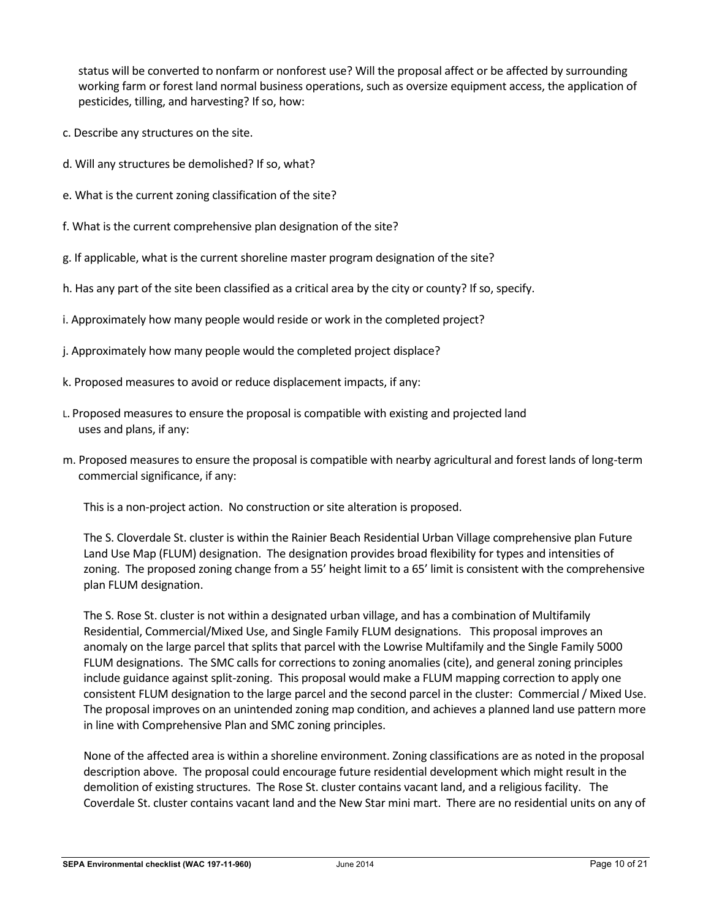status will be converted to nonfarm or nonforest use? Will the proposal affect or be affected by surrounding working farm or forest land normal business operations, such as oversize equipment access, the application of pesticides, tilling, and harvesting? If so, how:

c. Describe any structures on the site.

d. Will any structures be demolished? If so, what?

e. What is the current zoning classification of the site?

f. What is the current comprehensive plan designation of the site?

g. If applicable, what is the current shoreline master program designation of the site?

h. Has any part of the site been classified as a critical area by the city or county? If so, specify.

i. Approximately how many people would reside or work in the completed project?

j. Approximately how many people would the completed project displace?

k. Proposed measures to avoid or reduce displacement impacts, if any:

L. Proposed measures to ensure the proposal is compatible with existing and projected land uses and plans, if any:

m. Proposed measures to ensure the proposal is compatible with nearby agricultural and forest lands of long-term commercial significance, if any:

This is a non-project action. No construction or site alteration is proposed.

The S. Cloverdale St. cluster is within the Rainier Beach Residential Urban Village comprehensive plan Future Land Use Map (FLUM) designation. The designation provides broad flexibility for types and intensities of zoning. The proposed zoning change from a 55' height limit to a 65' limit is consistent with the comprehensive plan FLUM designation.

The S. Rose St. cluster is not within a designated urban village, and has a combination of Multifamily Residential, Commercial/Mixed Use, and Single Family FLUM designations. This proposal improves an anomaly on the large parcel that splits that parcel with the Lowrise Multifamily and the Single Family 5000 FLUM designations. The SMC calls for corrections to zoning anomalies (cite), and general zoning principles include guidance against split-zoning. This proposal would make a FLUM mapping correction to apply one consistent FLUM designation to the large parcel and the second parcel in the cluster: Commercial / Mixed Use. The proposal improves on an unintended zoning map condition, and achieves a planned land use pattern more in line with Comprehensive Plan and SMC zoning principles.

None of the affected area is within a shoreline environment. Zoning classifications are as noted in the proposal description above. The proposal could encourage future residential development which might result in the demolition of existing structures. The Rose St. cluster contains vacant land, and a religious facility. The Coverdale St. cluster contains vacant land and the New Star mini mart. There are no residential units on any of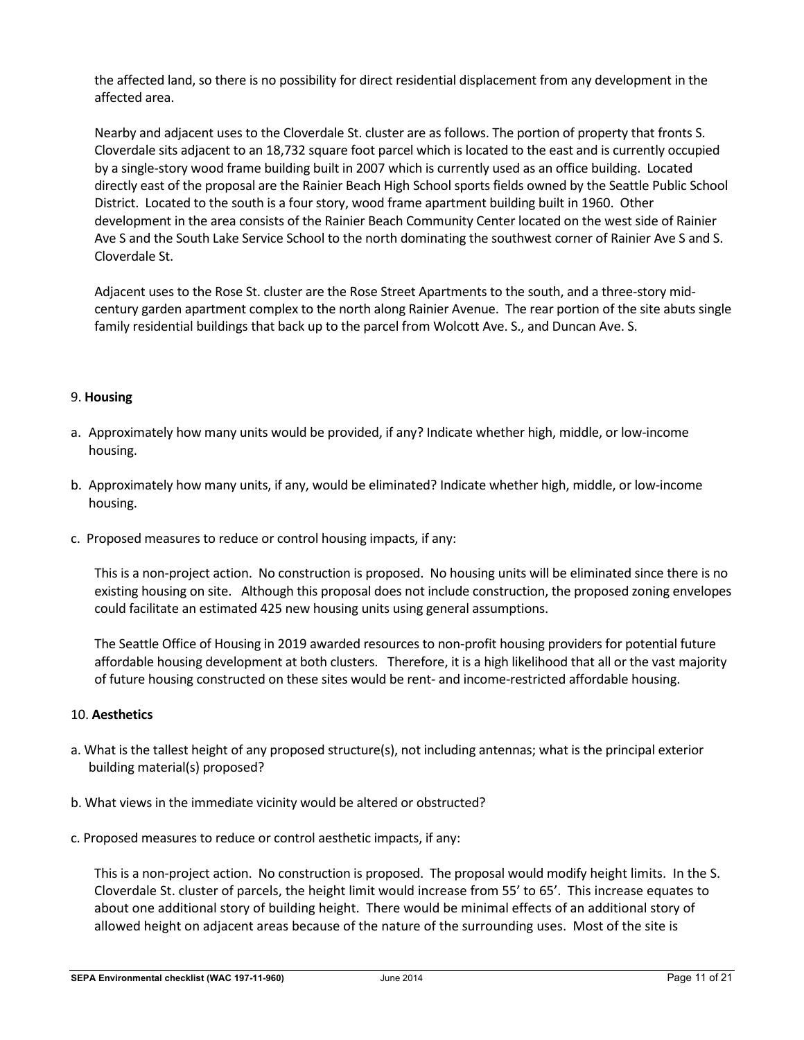the affected land, so there is no possibility for direct residential displacement from any development in the affected area.

Nearby and adjacent uses to the Cloverdale St. cluster are as follows. The portion of property that fronts S. Cloverdale sits adjacent to an 18,732 square foot parcel which is located to the east and is currently occupied by a single-story wood frame building built in 2007 which is currently used as an office building. Located directly east of the proposal are the Rainier Beach High School sports fields owned by the Seattle Public School District. Located to the south is a four story, wood frame apartment building built in 1960. Other development in the area consists of the Rainier Beach Community Center located on the west side of Rainier Ave S and the South Lake Service School to the north dominating the southwest corner of Rainier Ave S and S. Cloverdale St.

Adjacent uses to the Rose St. cluster are the Rose Street Apartments to the south, and a three-story mid-century garden apartment complex to the north along Rainier Avenue. The rear portion of the site abuts single family residential buildings that back up to the parcel from Wolcott Ave. S., and Duncan Ave. S.

## 9. **Housing**

a. Approximately how many units would be provided, if any? Indicate whether high, middle, or low-income housing.

b. Approximately how many units, if any, would be eliminated? Indicate whether high, middle, or low-income housing.

c. Proposed measures to reduce or control housing impacts, if any:

This is a non-project action. No construction is proposed. No housing units will be eliminated since there is no existing housing on site. Although this proposal does not include construction, the proposed zoning envelopes could facilitate an estimated 425 new housing units using general assumptions.

The Seattle Office of Housing in 2019 awarded resources to non-profit housing providers for potential future affordable housing development at both clusters. Therefore, it is a high likelihood that all or the vast majority of future housing constructed on these sites would be rent- and income-restricted affordable housing.

## 10. **Aesthetics**

a. What is the tallest height of any proposed structure(s), not including antennas; what is the principal exterior building material(s) proposed?

b. What views in the immediate vicinity would be altered or obstructed?

c. Proposed measures to reduce or control aesthetic impacts, if any:

This is a non-project action. No construction is proposed. The proposal would modify height limits. In the S. Cloverdale St. cluster of parcels, the height limit would increase from 55' to 65'. This increase equates to about one additional story of building height. There would be minimal effects of an additional story of allowed height on adjacent areas because of the nature of the surrounding uses. Most of the site is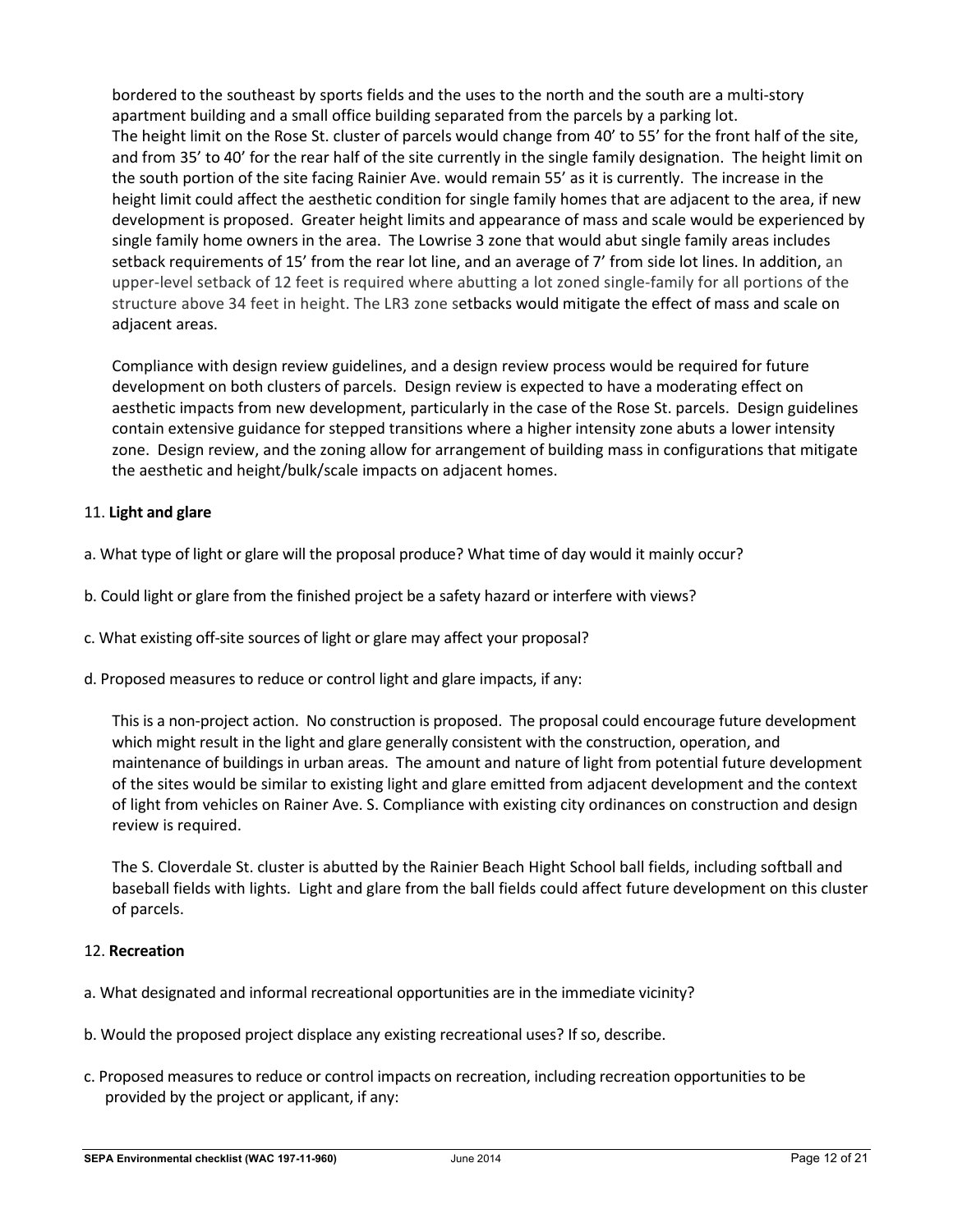bordered to the southeast by sports fields and the uses to the north and the south are a multi-story apartment building and a small office building separated from the parcels by a parking lot. The height limit on the Rose St. cluster of parcels would change from 40' to 55' for the front half of the site, and from 35' to 40' for the rear half of the site currently in the single family designation. The height limit on the south portion of the site facing Rainier Ave. would remain 55' as it is currently. The increase in the height limit could affect the aesthetic condition for single family homes that are adjacent to the area, if new development is proposed. Greater height limits and appearance of mass and scale would be experienced by single family home owners in the area. The Lowrise 3 zone that would abut single family areas includes setback requirements of 15' from the rear lot line, and an average of 7' from side lot lines. In addition, an upper-level setback of 12 feet is required where abutting a lot zoned single-family for all portions of the structure above 34 feet in height. The LR3 zone setbacks would mitigate the effect of mass and scale on adjacent areas.

Compliance with design review guidelines, and a design review process would be required for future development on both clusters of parcels. Design review is expected to have a moderating effect on aesthetic impacts from new development, particularly in the case of the Rose St. parcels. Design guidelines contain extensive guidance for stepped transitions where a higher intensity zone abuts a lower intensity zone. Design review, and the zoning allow for arrangement of building mass in configurations that mitigate the aesthetic and height/bulk/scale impacts on adjacent homes.

11. **Light and glare**

a. What type of light or glare will the proposal produce? What time of day would it mainly occur?

b. Could light or glare from the finished project be a safety hazard or interfere with views?

c. What existing off-site sources of light or glare may affect your proposal?

d. Proposed measures to reduce or control light and glare impacts, if any:

This is a non-project action. No construction is proposed. The proposal could encourage future development which might result in the light and glare generally consistent with the construction, operation, and maintenance of buildings in urban areas. The amount and nature of light from potential future development of the sites would be similar to existing light and glare emitted from adjacent development and the context of light from vehicles on Rainer Ave. S. Compliance with existing city ordinances on construction and design review is required.

The S. Cloverdale St. cluster is abutted by the Rainier Beach Hight School ball fields, including softball and baseball fields with lights. Light and glare from the ball fields could affect future development on this cluster of parcels.

12. **Recreation**

a. What designated and informal recreational opportunities are in the immediate vicinity?

b. Would the proposed project displace any existing recreational uses? If so, describe.

c. Proposed measures to reduce or control impacts on recreation, including recreation opportunities to be provided by the project or applicant, if any: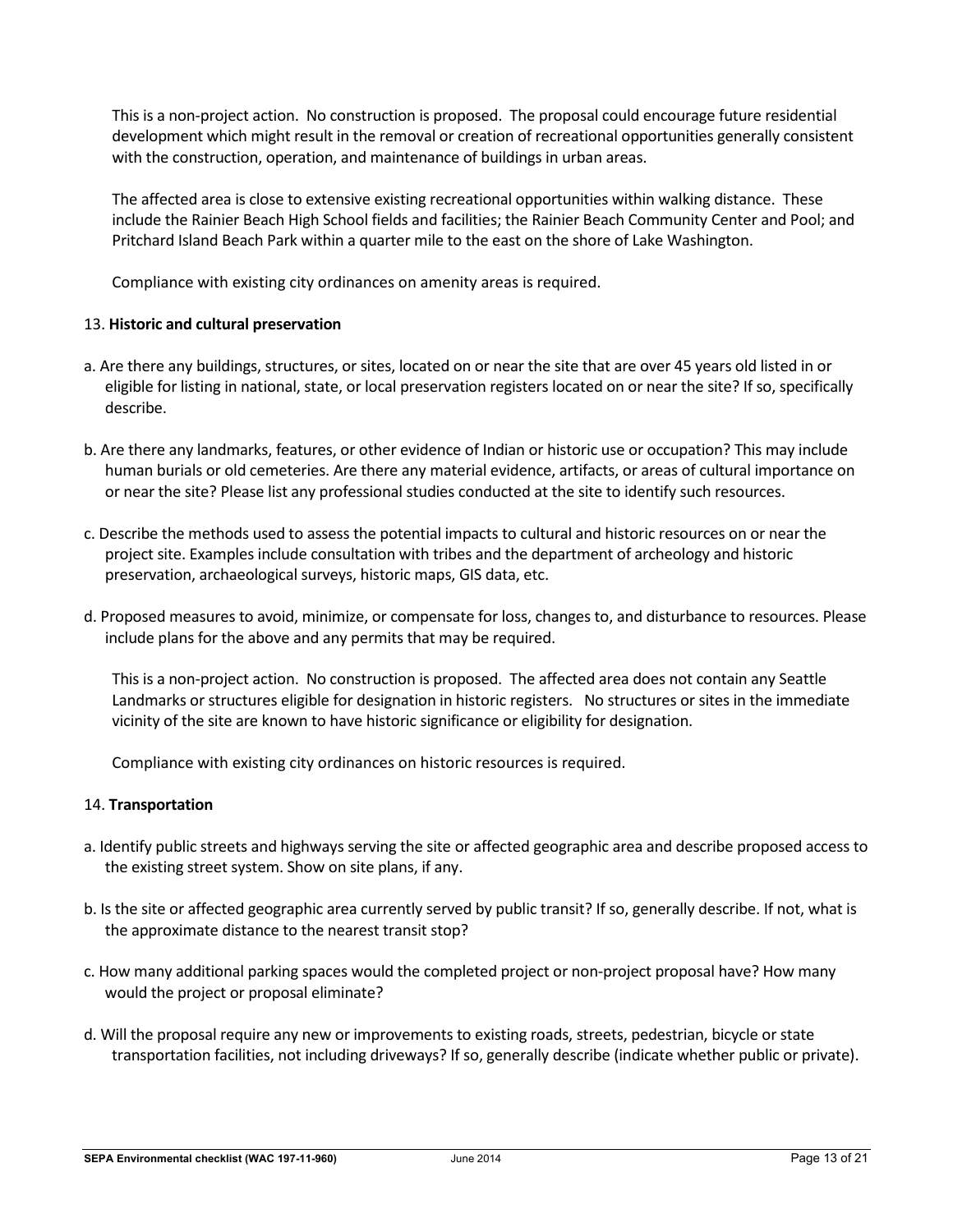This is a non-project action. No construction is proposed. The proposal could encourage future residential development which might result in the removal or creation of recreational opportunities generally consistent with the construction, operation, and maintenance of buildings in urban areas.

The affected area is close to extensive existing recreational opportunities within walking distance. These include the Rainier Beach High School fields and facilities; the Rainier Beach Community Center and Pool; and Pritchard Island Beach Park within a quarter mile to the east on the shore of Lake Washington.

Compliance with existing city ordinances on amenity areas is required.

13. **Historic and cultural preservation**

a. Are there any buildings, structures, or sites, located on or near the site that are over 45 years old listed in or eligible for listing in national, state, or local preservation registers located on or near the site? If so, specifically describe.

b. Are there any landmarks, features, or other evidence of Indian or historic use or occupation? This may include human burials or old cemeteries. Are there any material evidence, artifacts, or areas of cultural importance on or near the site? Please list any professional studies conducted at the site to identify such resources.

c. Describe the methods used to assess the potential impacts to cultural and historic resources on or near the project site. Examples include consultation with tribes and the department of archeology and historic preservation, archaeological surveys, historic maps, GIS data, etc.

d. Proposed measures to avoid, minimize, or compensate for loss, changes to, and disturbance to resources. Please include plans for the above and any permits that may be required.

This is a non-project action. No construction is proposed. The affected area does not contain any Seattle Landmarks or structures eligible for designation in historic registers. No structures or sites in the immediate vicinity of the site are known to have historic significance or eligibility for designation.

Compliance with existing city ordinances on historic resources is required.

14. **Transportation**

a. Identify public streets and highways serving the site or affected geographic area and describe proposed access to the existing street system. Show on site plans, if any.

b. Is the site or affected geographic area currently served by public transit? If so, generally describe. If not, what is the approximate distance to the nearest transit stop?

c. How many additional parking spaces would the completed project or non-project proposal have? How many would the project or proposal eliminate?

d. Will the proposal require any new or improvements to existing roads, streets, pedestrian, bicycle or state transportation facilities, not including driveways? If so, generally describe (indicate whether public or private).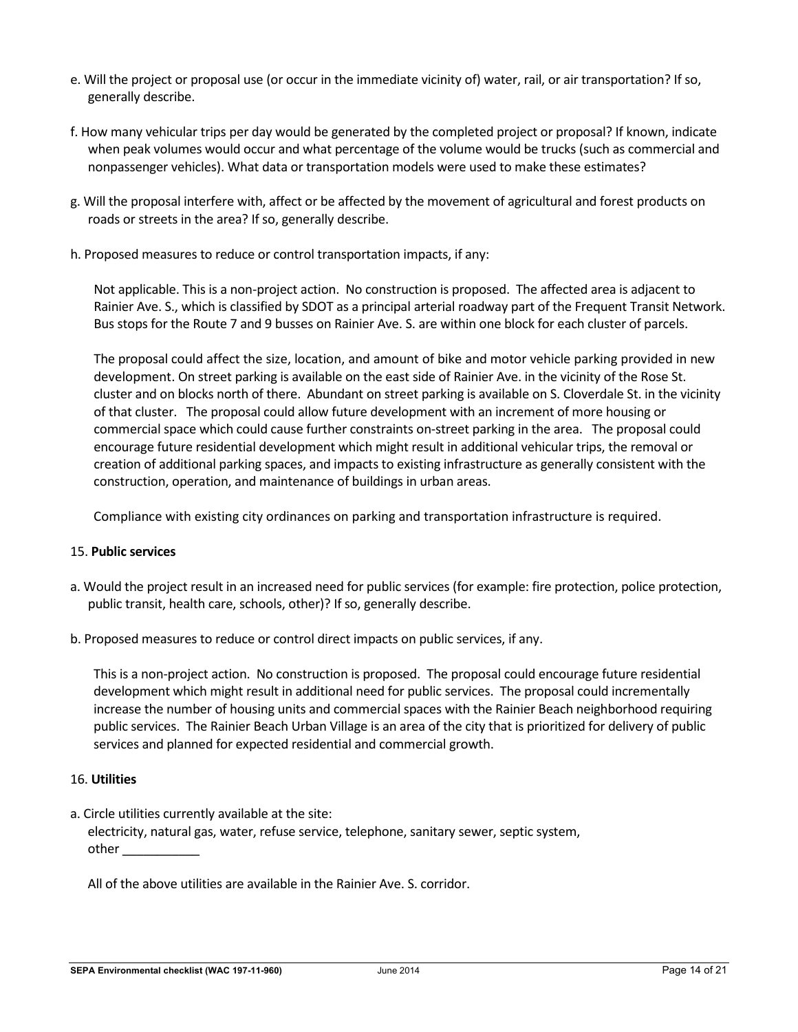e. Will the project or proposal use (or occur in the immediate vicinity of) water, rail, or air transportation? If so, generally describe.

f. How many vehicular trips per day would be generated by the completed project or proposal? If known, indicate when peak volumes would occur and what percentage of the volume would be trucks (such as commercial and nonpassenger vehicles). What data or transportation models were used to make these estimates?

g. Will the proposal interfere with, affect or be affected by the movement of agricultural and forest products on roads or streets in the area? If so, generally describe.

h. Proposed measures to reduce or control transportation impacts, if any:

Not applicable. This is a non-project action. No construction is proposed. The affected area is adjacent to Rainier Ave. S., which is classified by SDOT as a principal arterial roadway part of the Frequent Transit Network. Bus stops for the Route 7 and 9 busses on Rainier Ave. S. are within one block for each cluster of parcels.

The proposal could affect the size, location, and amount of bike and motor vehicle parking provided in new development. On street parking is available on the east side of Rainier Ave. in the vicinity of the Rose St. cluster and on blocks north of there. Abundant on street parking is available on S. Cloverdale St. in the vicinity of that cluster. The proposal could allow future development with an increment of more housing or commercial space which could cause further constraints on-street parking in the area. The proposal could encourage future residential development which might result in additional vehicular trips, the removal or creation of additional parking spaces, and impacts to existing infrastructure as generally consistent with the construction, operation, and maintenance of buildings in urban areas.

Compliance with existing city ordinances on parking and transportation infrastructure is required.

15. **Public services**

a. Would the project result in an increased need for public services (for example: fire protection, police protection, public transit, health care, schools, other)? If so, generally describe.

b. Proposed measures to reduce or control direct impacts on public services, if any.

This is a non-project action. No construction is proposed. The proposal could encourage future residential development which might result in additional need for public services. The proposal could incrementally increase the number of housing units and commercial spaces with the Rainier Beach neighborhood requiring public services. The Rainier Beach Urban Village is an area of the city that is prioritized for delivery of public services and planned for expected residential and commercial growth.

16. **Utilities**

a. Circle utilities currently available at the site:
electricity, natural gas, water, refuse service, telephone, sanitary sewer, septic system, other ___________

All of the above utilities are available in the Rainier Ave. S. corridor.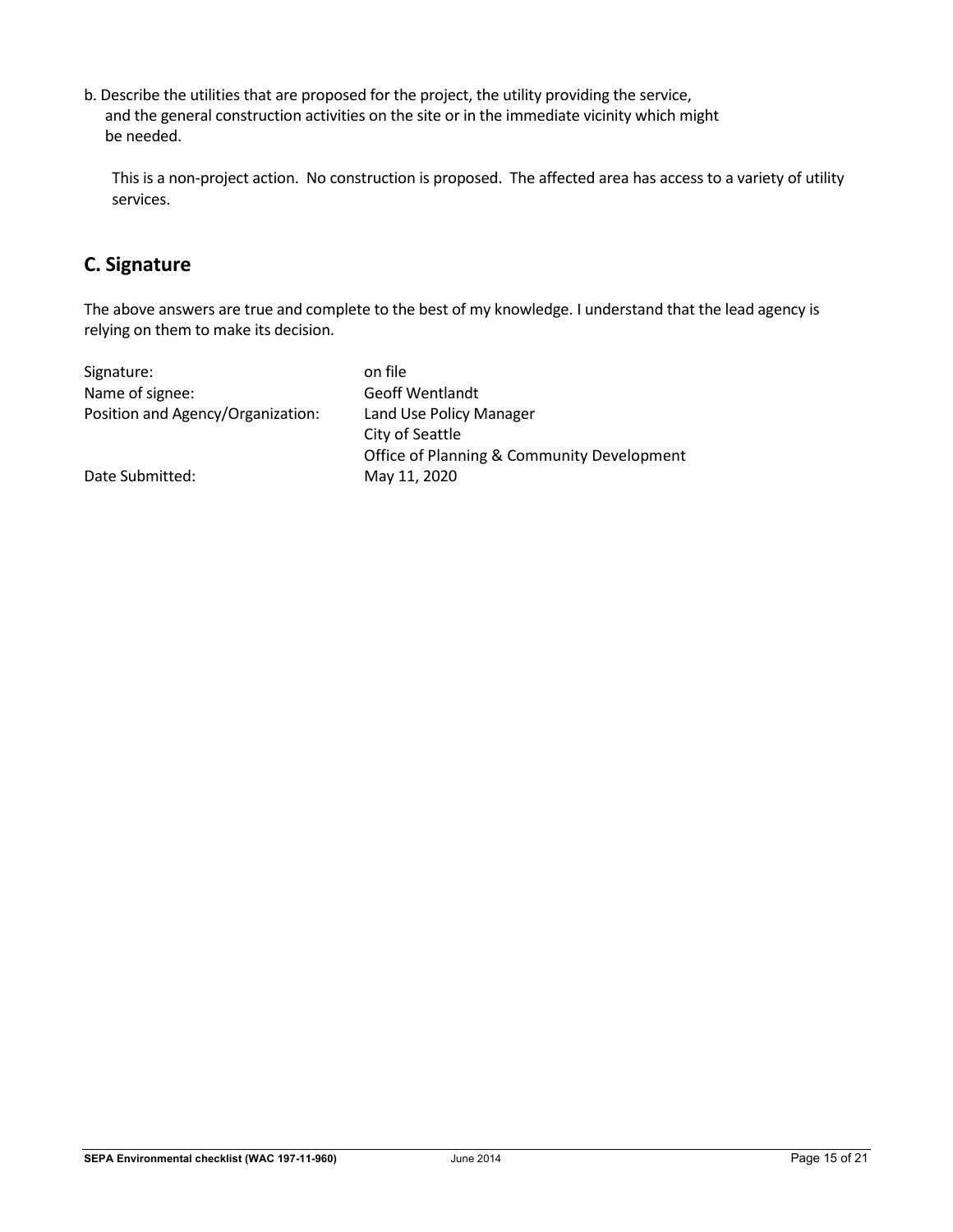b. Describe the utilities that are proposed for the project, the utility providing the service, and the general construction activities on the site or in the immediate vicinity which might be needed.

This is a non-project action. No construction is proposed. The affected area has access to a variety of utility services.

## C. Signature

The above answers are true and complete to the best of my knowledge. I understand that the lead agency is relying on them to make its decision.

| | |
|---|---|
| Signature: | on file |
| Name of signee: | Geoff Wentlandt |
| Position and Agency/Organization: | Land Use Policy Manager<br>City of Seattle<br>Office of Planning & Community Development |
| Date Submitted: | May 11, 2020 |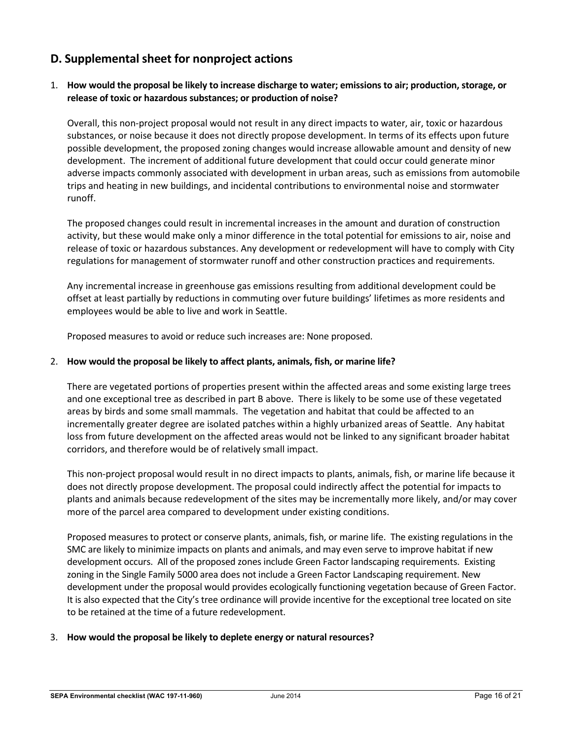## D. Supplemental sheet for nonproject actions

1. **How would the proposal be likely to increase discharge to water; emissions to air; production, storage, or release of toxic or hazardous substances; or production of noise?**

   Overall, this non-project proposal would not result in any direct impacts to water, air, toxic or hazardous substances, or noise because it does not directly propose development. In terms of its effects upon future possible development, the proposed zoning changes would increase allowable amount and density of new development. The increment of additional future development that could occur could generate minor adverse impacts commonly associated with development in urban areas, such as emissions from automobile trips and heating in new buildings, and incidental contributions to environmental noise and stormwater runoff.

   The proposed changes could result in incremental increases in the amount and duration of construction activity, but these would make only a minor difference in the total potential for emissions to air, noise and release of toxic or hazardous substances. Any development or redevelopment will have to comply with City regulations for management of stormwater runoff and other construction practices and requirements.

   Any incremental increase in greenhouse gas emissions resulting from additional development could be offset at least partially by reductions in commuting over future buildings' lifetimes as more residents and employees would be able to live and work in Seattle.

   Proposed measures to avoid or reduce such increases are: None proposed.

2. **How would the proposal be likely to affect plants, animals, fish, or marine life?**

   There are vegetated portions of properties present within the affected areas and some existing large trees and one exceptional tree as described in part B above. There is likely to be some use of these vegetated areas by birds and some small mammals. The vegetation and habitat that could be affected to an incrementally greater degree are isolated patches within a highly urbanized areas of Seattle. Any habitat loss from future development on the affected areas would not be linked to any significant broader habitat corridors, and therefore would be of relatively small impact.

   This non-project proposal would result in no direct impacts to plants, animals, fish, or marine life because it does not directly propose development. The proposal could indirectly affect the potential for impacts to plants and animals because redevelopment of the sites may be incrementally more likely, and/or may cover more of the parcel area compared to development under existing conditions.

   Proposed measures to protect or conserve plants, animals, fish, or marine life. The existing regulations in the SMC are likely to minimize impacts on plants and animals, and may even serve to improve habitat if new development occurs. All of the proposed zones include Green Factor landscaping requirements. Existing zoning in the Single Family 5000 area does not include a Green Factor Landscaping requirement. New development under the proposal would provides ecologically functioning vegetation because of Green Factor. It is also expected that the City's tree ordinance will provide incentive for the exceptional tree located on site to be retained at the time of a future redevelopment.

3. **How would the proposal be likely to deplete energy or natural resources?**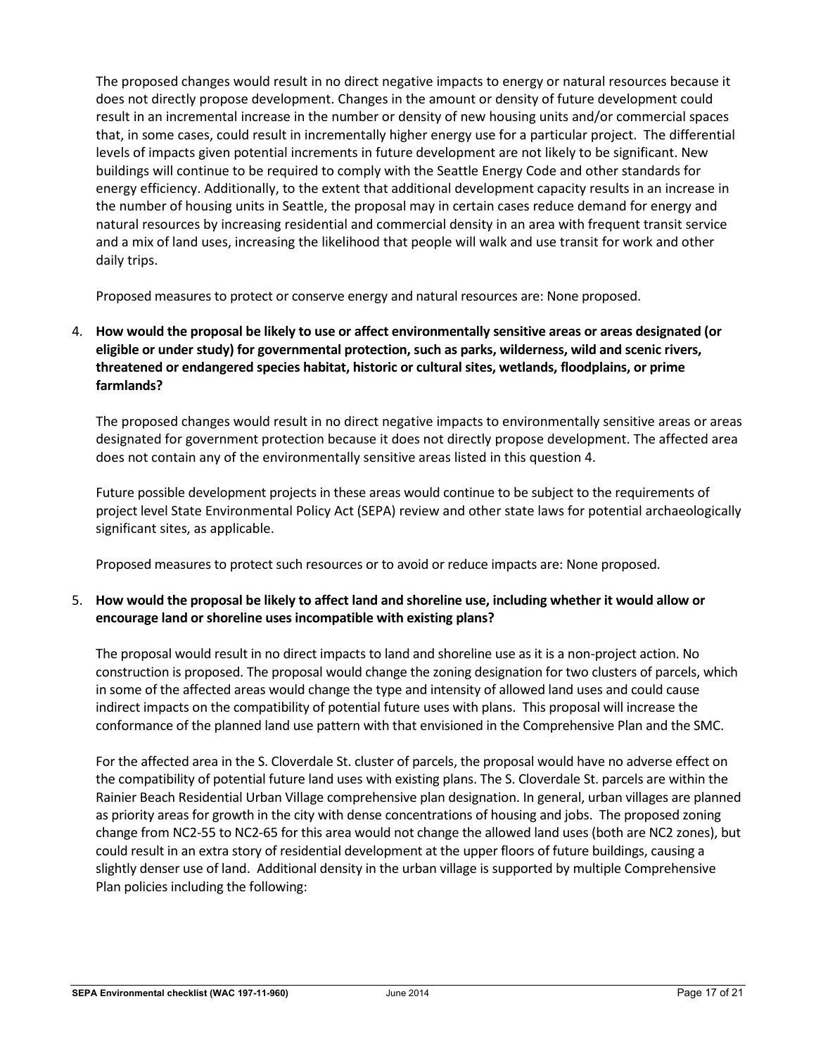The proposed changes would result in no direct negative impacts to energy or natural resources because it does not directly propose development. Changes in the amount or density of future development could result in an incremental increase in the number or density of new housing units and/or commercial spaces that, in some cases, could result in incrementally higher energy use for a particular project. The differential levels of impacts given potential increments in future development are not likely to be significant. New buildings will continue to be required to comply with the Seattle Energy Code and other standards for energy efficiency. Additionally, to the extent that additional development capacity results in an increase in the number of housing units in Seattle, the proposal may in certain cases reduce demand for energy and natural resources by increasing residential and commercial density in an area with frequent transit service and a mix of land uses, increasing the likelihood that people will walk and use transit for work and other daily trips.

Proposed measures to protect or conserve energy and natural resources are: None proposed.

4. **How would the proposal be likely to use or affect environmentally sensitive areas or areas designated (or eligible or under study) for governmental protection, such as parks, wilderness, wild and scenic rivers, threatened or endangered species habitat, historic or cultural sites, wetlands, floodplains, or prime farmlands?**

   The proposed changes would result in no direct negative impacts to environmentally sensitive areas or areas designated for government protection because it does not directly propose development. The affected area does not contain any of the environmentally sensitive areas listed in this question 4.

   Future possible development projects in these areas would continue to be subject to the requirements of project level State Environmental Policy Act (SEPA) review and other state laws for potential archaeologically significant sites, as applicable.

   Proposed measures to protect such resources or to avoid or reduce impacts are: None proposed.

5. **How would the proposal be likely to affect land and shoreline use, including whether it would allow or encourage land or shoreline uses incompatible with existing plans?**

   The proposal would result in no direct impacts to land and shoreline use as it is a non-project action. No construction is proposed. The proposal would change the zoning designation for two clusters of parcels, which in some of the affected areas would change the type and intensity of allowed land uses and could cause indirect impacts on the compatibility of potential future uses with plans. This proposal will increase the conformance of the planned land use pattern with that envisioned in the Comprehensive Plan and the SMC.

   For the affected area in the S. Cloverdale St. cluster of parcels, the proposal would have no adverse effect on the compatibility of potential future land uses with existing plans. The S. Cloverdale St. parcels are within the Rainier Beach Residential Urban Village comprehensive plan designation. In general, urban villages are planned as priority areas for growth in the city with dense concentrations of housing and jobs. The proposed zoning change from NC2-55 to NC2-65 for this area would not change the allowed land uses (both are NC2 zones), but could result in an extra story of residential development at the upper floors of future buildings, causing a slightly denser use of land. Additional density in the urban village is supported by multiple Comprehensive Plan policies including the following: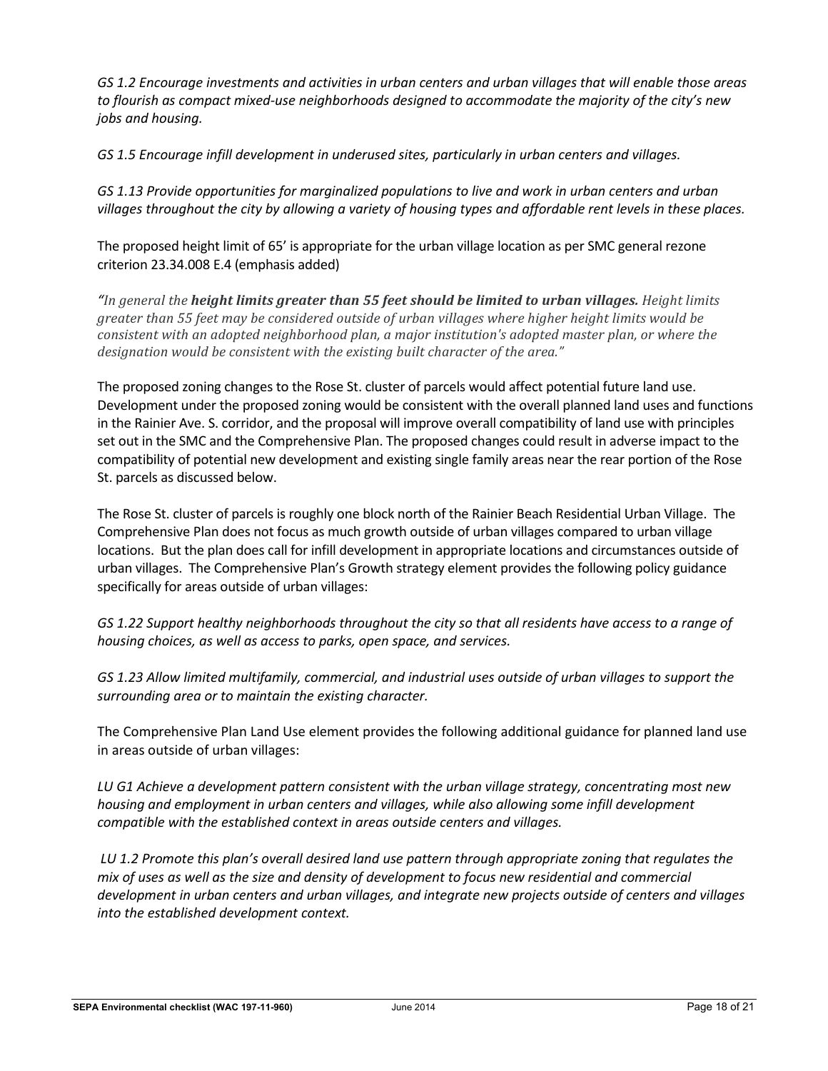*GS 1.2 Encourage investments and activities in urban centers and urban villages that will enable those areas to flourish as compact mixed-use neighborhoods designed to accommodate the majority of the city's new jobs and housing.*

*GS 1.5 Encourage infill development in underused sites, particularly in urban centers and villages.*

*GS 1.13 Provide opportunities for marginalized populations to live and work in urban centers and urban villages throughout the city by allowing a variety of housing types and affordable rent levels in these places.*

The proposed height limit of 65' is appropriate for the urban village location as per SMC general rezone criterion 23.34.008 E.4 (emphasis added)

*"In general the **height limits greater than 55 feet should be limited to urban villages.** Height limits greater than 55 feet may be considered outside of urban villages where higher height limits would be consistent with an adopted neighborhood plan, a major institution's adopted master plan, or where the designation would be consistent with the existing built character of the area."*

The proposed zoning changes to the Rose St. cluster of parcels would affect potential future land use. Development under the proposed zoning would be consistent with the overall planned land uses and functions in the Rainier Ave. S. corridor, and the proposal will improve overall compatibility of land use with principles set out in the SMC and the Comprehensive Plan. The proposed changes could result in adverse impact to the compatibility of potential new development and existing single family areas near the rear portion of the Rose St. parcels as discussed below.

The Rose St. cluster of parcels is roughly one block north of the Rainier Beach Residential Urban Village. The Comprehensive Plan does not focus as much growth outside of urban villages compared to urban village locations. But the plan does call for infill development in appropriate locations and circumstances outside of urban villages. The Comprehensive Plan's Growth strategy element provides the following policy guidance specifically for areas outside of urban villages:

*GS 1.22 Support healthy neighborhoods throughout the city so that all residents have access to a range of housing choices, as well as access to parks, open space, and services.*

*GS 1.23 Allow limited multifamily, commercial, and industrial uses outside of urban villages to support the surrounding area or to maintain the existing character.*

The Comprehensive Plan Land Use element provides the following additional guidance for planned land use in areas outside of urban villages:

*LU G1 Achieve a development pattern consistent with the urban village strategy, concentrating most new housing and employment in urban centers and villages, while also allowing some infill development compatible with the established context in areas outside centers and villages.*

*LU 1.2 Promote this plan's overall desired land use pattern through appropriate zoning that regulates the mix of uses as well as the size and density of development to focus new residential and commercial development in urban centers and urban villages, and integrate new projects outside of centers and villages into the established development context.*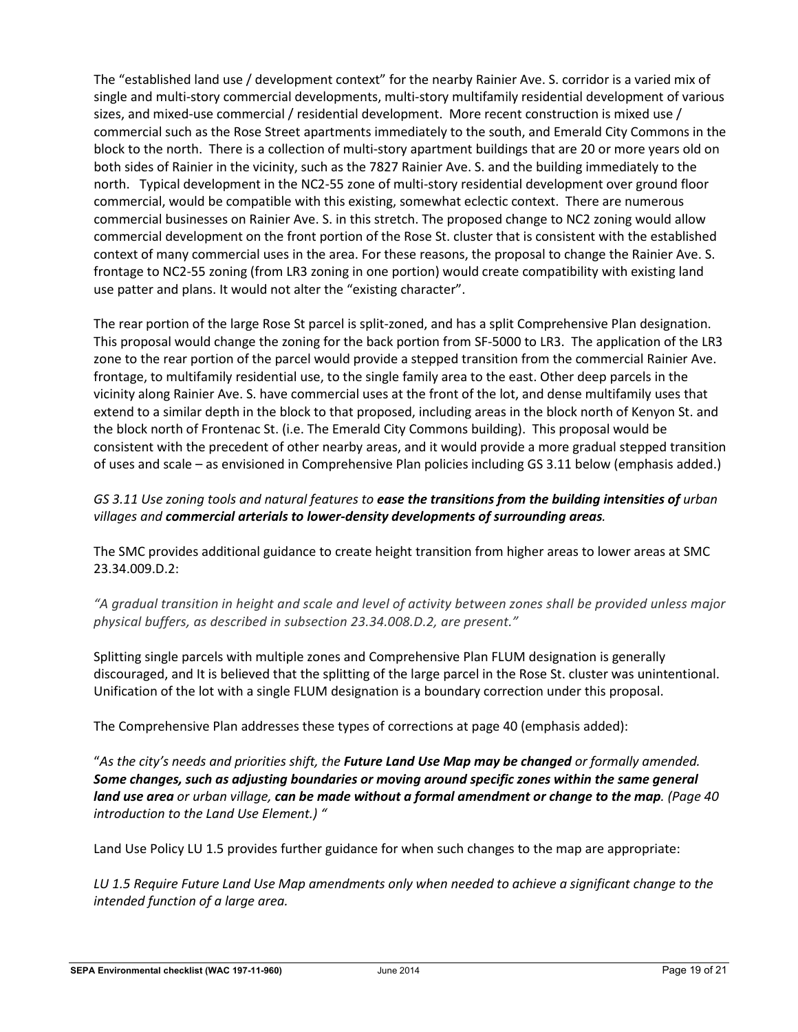The "established land use / development context" for the nearby Rainier Ave. S. corridor is a varied mix of single and multi-story commercial developments, multi-story multifamily residential development of various sizes, and mixed-use commercial / residential development. More recent construction is mixed use / commercial such as the Rose Street apartments immediately to the south, and Emerald City Commons in the block to the north. There is a collection of multi-story apartment buildings that are 20 or more years old on both sides of Rainier in the vicinity, such as the 7827 Rainier Ave. S. and the building immediately to the north. Typical development in the NC2-55 zone of multi-story residential development over ground floor commercial, would be compatible with this existing, somewhat eclectic context. There are numerous commercial businesses on Rainier Ave. S. in this stretch. The proposed change to NC2 zoning would allow commercial development on the front portion of the Rose St. cluster that is consistent with the established context of many commercial uses in the area. For these reasons, the proposal to change the Rainier Ave. S. frontage to NC2-55 zoning (from LR3 zoning in one portion) would create compatibility with existing land use patter and plans. It would not alter the "existing character".

The rear portion of the large Rose St parcel is split-zoned, and has a split Comprehensive Plan designation. This proposal would change the zoning for the back portion from SF-5000 to LR3. The application of the LR3 zone to the rear portion of the parcel would provide a stepped transition from the commercial Rainier Ave. frontage, to multifamily residential use, to the single family area to the east. Other deep parcels in the vicinity along Rainier Ave. S. have commercial uses at the front of the lot, and dense multifamily uses that extend to a similar depth in the block to that proposed, including areas in the block north of Kenyon St. and the block north of Frontenac St. (i.e. The Emerald City Commons building). This proposal would be consistent with the precedent of other nearby areas, and it would provide a more gradual stepped transition of uses and scale – as envisioned in Comprehensive Plan policies including GS 3.11 below (emphasis added.)

*GS 3.11 Use zoning tools and natural features to* ***ease the transitions from the building intensities of*** *urban villages and* ***commercial arterials to lower-density developments of surrounding areas****.*

The SMC provides additional guidance to create height transition from higher areas to lower areas at SMC 23.34.009.D.2:

*"A gradual transition in height and scale and level of activity between zones shall be provided unless major physical buffers, as described in subsection 23.34.008.D.2, are present."*

Splitting single parcels with multiple zones and Comprehensive Plan FLUM designation is generally discouraged, and It is believed that the splitting of the large parcel in the Rose St. cluster was unintentional. Unification of the lot with a single FLUM designation is a boundary correction under this proposal.

The Comprehensive Plan addresses these types of corrections at page 40 (emphasis added):

"*As the city's needs and priorities shift, the* ***Future Land Use Map may be changed*** *or formally amended.* ***Some changes, such as adjusting boundaries or moving around specific zones within the same general land use area*** *or urban village,* ***can be made without a formal amendment or change to the map****. (Page 40 introduction to the Land Use Element.) "*

Land Use Policy LU 1.5 provides further guidance for when such changes to the map are appropriate:

*LU 1.5 Require Future Land Use Map amendments only when needed to achieve a significant change to the intended function of a large area.*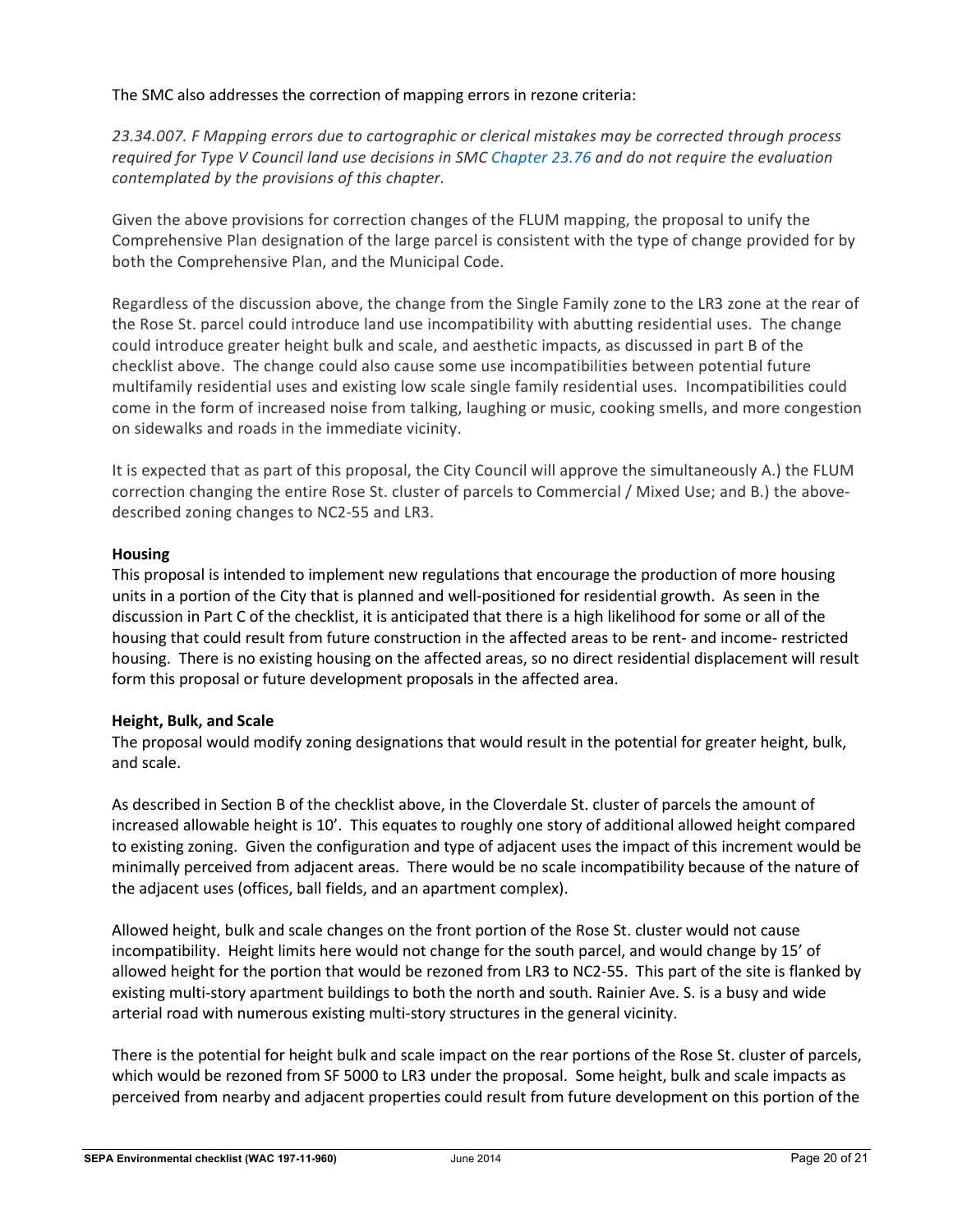The SMC also addresses the correction of mapping errors in rezone criteria:

*23.34.007. F Mapping errors due to cartographic or clerical mistakes may be corrected through process required for Type V Council land use decisions in SMC Chapter 23.76 and do not require the evaluation contemplated by the provisions of this chapter.*

Given the above provisions for correction changes of the FLUM mapping, the proposal to unify the Comprehensive Plan designation of the large parcel is consistent with the type of change provided for by both the Comprehensive Plan, and the Municipal Code.

Regardless of the discussion above, the change from the Single Family zone to the LR3 zone at the rear of the Rose St. parcel could introduce land use incompatibility with abutting residential uses. The change could introduce greater height bulk and scale, and aesthetic impacts, as discussed in part B of the checklist above. The change could also cause some use incompatibilities between potential future multifamily residential uses and existing low scale single family residential uses. Incompatibilities could come in the form of increased noise from talking, laughing or music, cooking smells, and more congestion on sidewalks and roads in the immediate vicinity.

It is expected that as part of this proposal, the City Council will approve the simultaneously A.) the FLUM correction changing the entire Rose St. cluster of parcels to Commercial / Mixed Use; and B.) the above-described zoning changes to NC2-55 and LR3.

**Housing**

This proposal is intended to implement new regulations that encourage the production of more housing units in a portion of the City that is planned and well-positioned for residential growth. As seen in the discussion in Part C of the checklist, it is anticipated that there is a high likelihood for some or all of the housing that could result from future construction in the affected areas to be rent- and income- restricted housing. There is no existing housing on the affected areas, so no direct residential displacement will result form this proposal or future development proposals in the affected area.

**Height, Bulk, and Scale**

The proposal would modify zoning designations that would result in the potential for greater height, bulk, and scale.

As described in Section B of the checklist above, in the Cloverdale St. cluster of parcels the amount of increased allowable height is 10'. This equates to roughly one story of additional allowed height compared to existing zoning. Given the configuration and type of adjacent uses the impact of this increment would be minimally perceived from adjacent areas. There would be no scale incompatibility because of the nature of the adjacent uses (offices, ball fields, and an apartment complex).

Allowed height, bulk and scale changes on the front portion of the Rose St. cluster would not cause incompatibility. Height limits here would not change for the south parcel, and would change by 15' of allowed height for the portion that would be rezoned from LR3 to NC2-55. This part of the site is flanked by existing multi-story apartment buildings to both the north and south. Rainier Ave. S. is a busy and wide arterial road with numerous existing multi-story structures in the general vicinity.

There is the potential for height bulk and scale impact on the rear portions of the Rose St. cluster of parcels, which would be rezoned from SF 5000 to LR3 under the proposal. Some height, bulk and scale impacts as perceived from nearby and adjacent properties could result from future development on this portion of the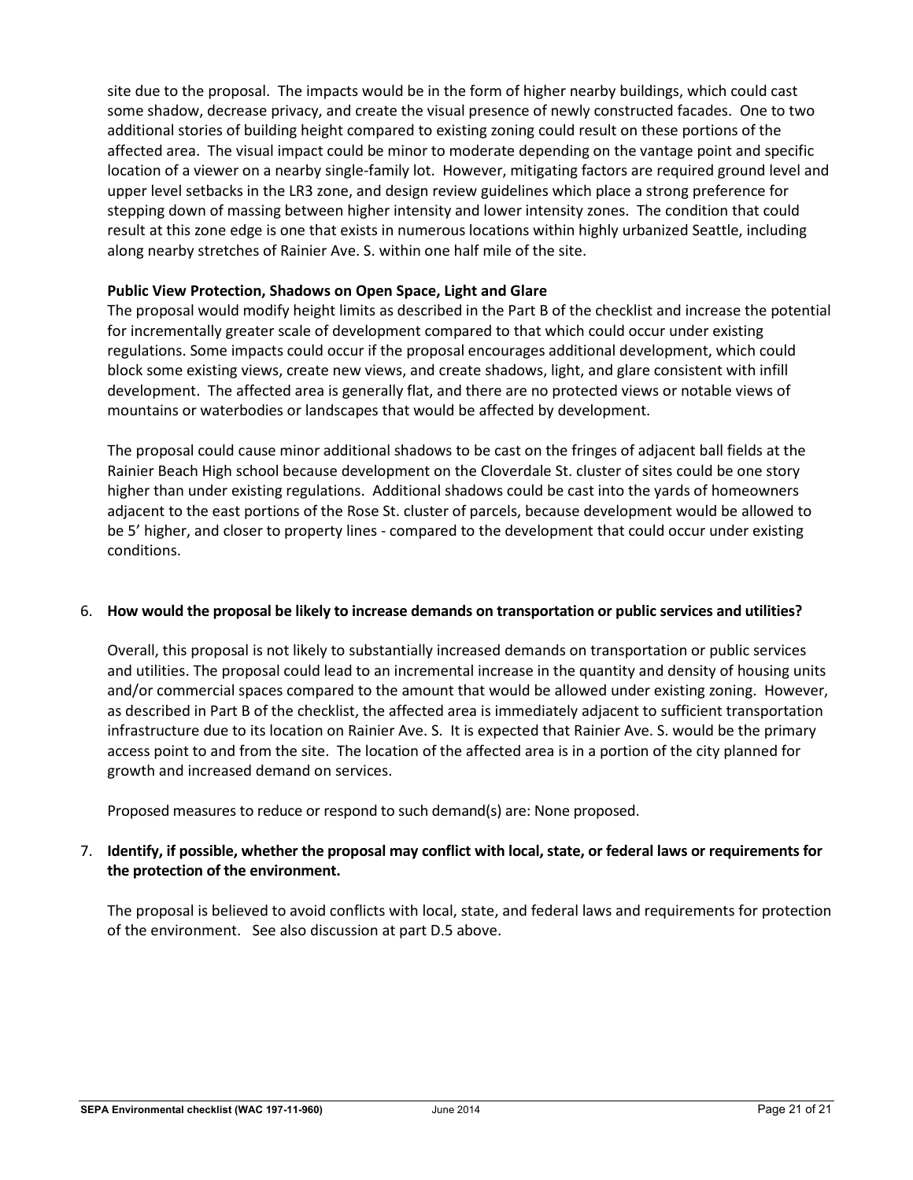site due to the proposal. The impacts would be in the form of higher nearby buildings, which could cast some shadow, decrease privacy, and create the visual presence of newly constructed facades. One to two additional stories of building height compared to existing zoning could result on these portions of the affected area. The visual impact could be minor to moderate depending on the vantage point and specific location of a viewer on a nearby single-family lot. However, mitigating factors are required ground level and upper level setbacks in the LR3 zone, and design review guidelines which place a strong preference for stepping down of massing between higher intensity and lower intensity zones. The condition that could result at this zone edge is one that exists in numerous locations within highly urbanized Seattle, including along nearby stretches of Rainier Ave. S. within one half mile of the site.

**Public View Protection, Shadows on Open Space, Light and Glare**

The proposal would modify height limits as described in the Part B of the checklist and increase the potential for incrementally greater scale of development compared to that which could occur under existing regulations. Some impacts could occur if the proposal encourages additional development, which could block some existing views, create new views, and create shadows, light, and glare consistent with infill development. The affected area is generally flat, and there are no protected views or notable views of mountains or waterbodies or landscapes that would be affected by development.

The proposal could cause minor additional shadows to be cast on the fringes of adjacent ball fields at the Rainier Beach High school because development on the Cloverdale St. cluster of sites could be one story higher than under existing regulations. Additional shadows could be cast into the yards of homeowners adjacent to the east portions of the Rose St. cluster of parcels, because development would be allowed to be 5' higher, and closer to property lines - compared to the development that could occur under existing conditions.

6. **How would the proposal be likely to increase demands on transportation or public services and utilities?**

   Overall, this proposal is not likely to substantially increased demands on transportation or public services and utilities. The proposal could lead to an incremental increase in the quantity and density of housing units and/or commercial spaces compared to the amount that would be allowed under existing zoning. However, as described in Part B of the checklist, the affected area is immediately adjacent to sufficient transportation infrastructure due to its location on Rainier Ave. S. It is expected that Rainier Ave. S. would be the primary access point to and from the site. The location of the affected area is in a portion of the city planned for growth and increased demand on services.

   Proposed measures to reduce or respond to such demand(s) are: None proposed.

7. **Identify, if possible, whether the proposal may conflict with local, state, or federal laws or requirements for the protection of the environment.**

   The proposal is believed to avoid conflicts with local, state, and federal laws and requirements for protection of the environment. See also discussion at part D.5 above.